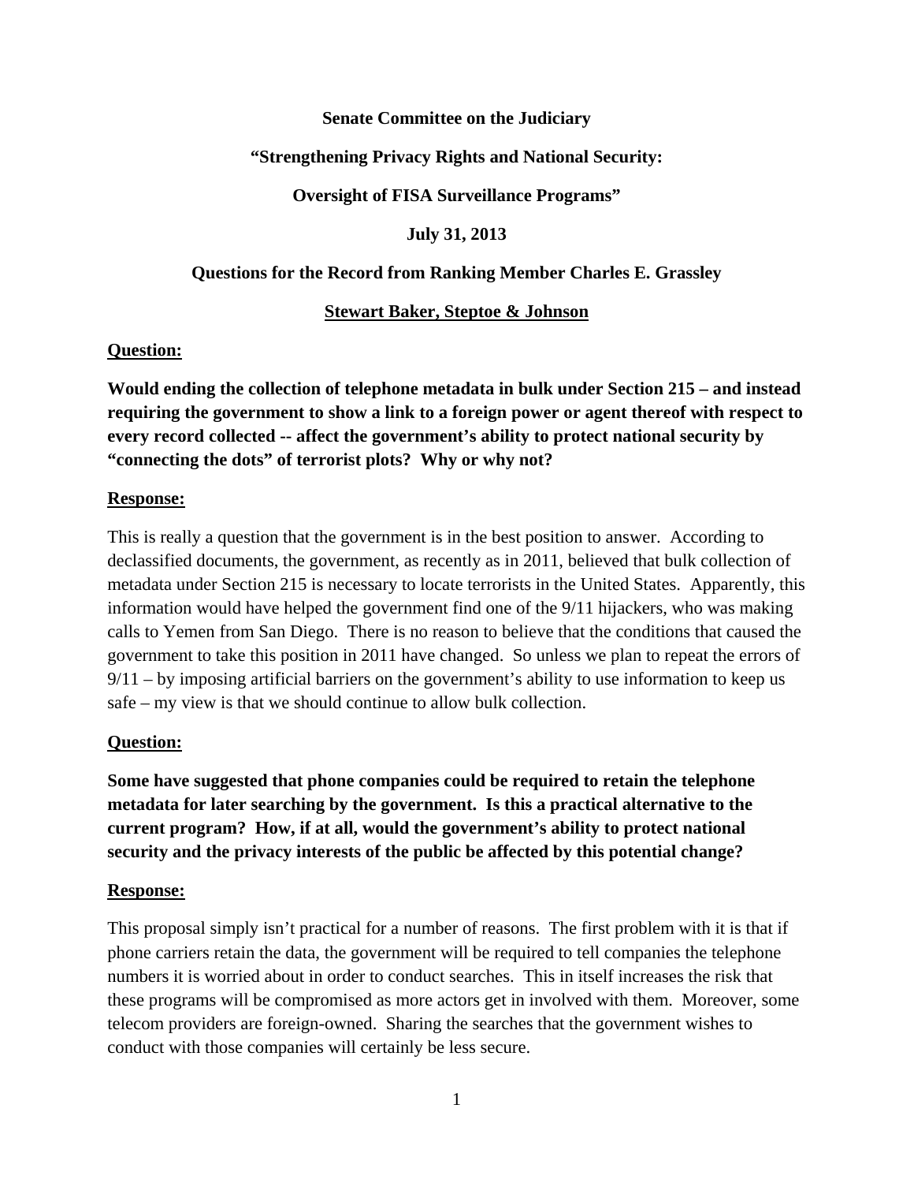**Senate Committee on the Judiciary**

**"Strengthening Privacy Rights and National Security:**

**Oversight of FISA Surveillance Programs"**

**July 31, 2013**

**Questions for the Record from Ranking Member Charles E. Grassley**

**Stewart Baker, Steptoe & Johnson**

**Question:**

**Would ending the collection of telephone metadata in bulk under Section 215 – and instead requiring the government to show a link to a foreign power or agent thereof with respect to every record collected -- affect the government's ability to protect national security by "connecting the dots" of terrorist plots? Why or why not?**

**Response:**

This is really a question that the government is in the best position to answer. According to declassified documents, the government, as recently as in 2011, believed that bulk collection of metadata under Section 215 is necessary to locate terrorists in the United States. Apparently, this information would have helped the government find one of the 9/11 hijackers, who was making calls to Yemen from San Diego. There is no reason to believe that the conditions that caused the government to take this position in 2011 have changed. So unless we plan to repeat the errors of 9/11 – by imposing artificial barriers on the government's ability to use information to keep us safe – my view is that we should continue to allow bulk collection.

**Question:**

**Some have suggested that phone companies could be required to retain the telephone metadata for later searching by the government. Is this a practical alternative to the current program? How, if at all, would the government's ability to protect national security and the privacy interests of the public be affected by this potential change?**

**Response:**

This proposal simply isn't practical for a number of reasons. The first problem with it is that if phone carriers retain the data, the government will be required to tell companies the telephone numbers it is worried about in order to conduct searches. This in itself increases the risk that these programs will be compromised as more actors get in involved with them. Moreover, some telecom providers are foreign-owned. Sharing the searches that the government wishes to conduct with those companies will certainly be less secure.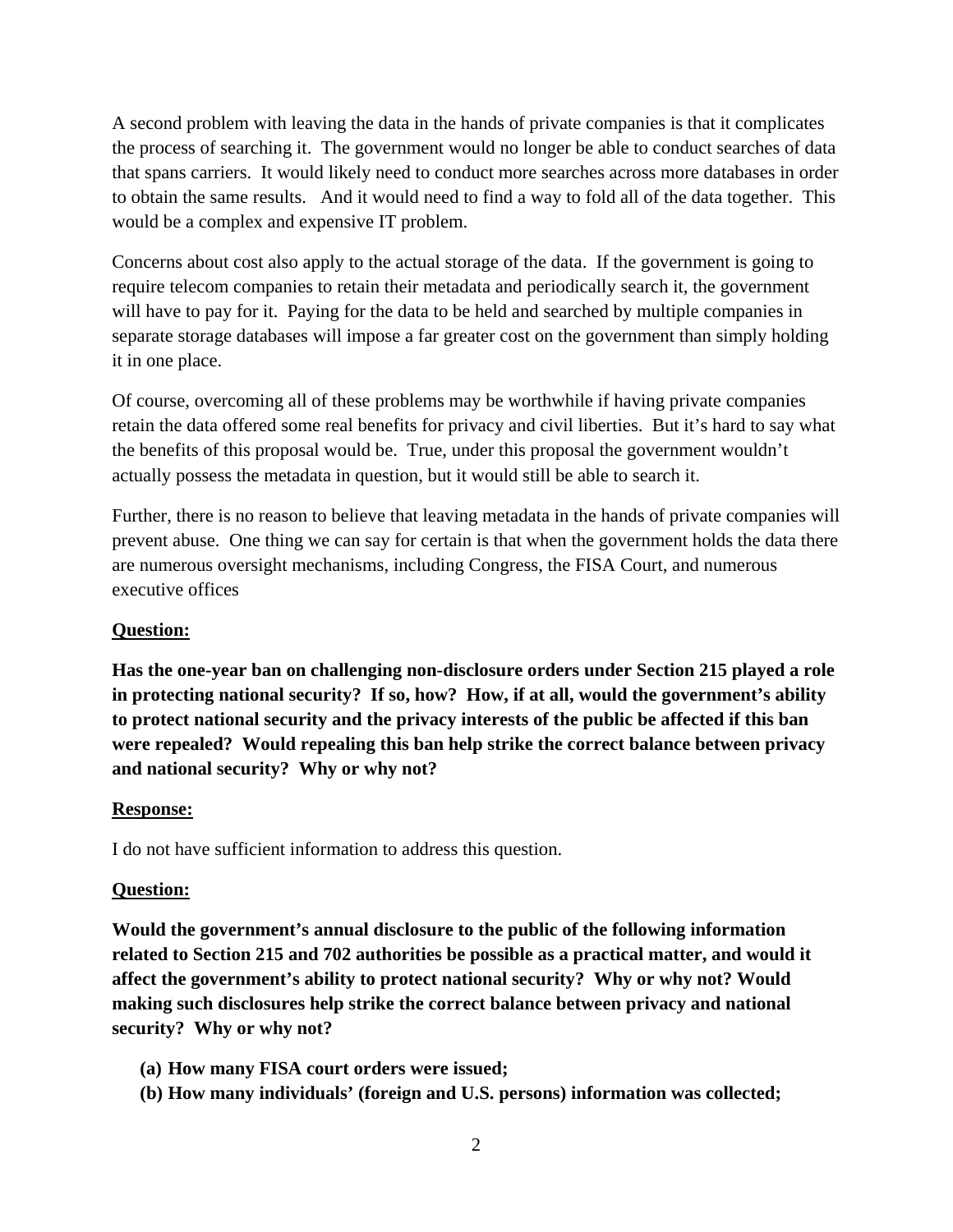A second problem with leaving the data in the hands of private companies is that it complicates the process of searching it. The government would no longer be able to conduct searches of data that spans carriers. It would likely need to conduct more searches across more databases in order to obtain the same results. And it would need to find a way to fold all of the data together. This would be a complex and expensive IT problem.

Concerns about cost also apply to the actual storage of the data. If the government is going to require telecom companies to retain their metadata and periodically search it, the government will have to pay for it. Paying for the data to be held and searched by multiple companies in separate storage databases will impose a far greater cost on the government than simply holding it in one place.

Of course, overcoming all of these problems may be worthwhile if having private companies retain the data offered some real benefits for privacy and civil liberties. But it's hard to say what the benefits of this proposal would be. True, under this proposal the government wouldn't actually possess the metadata in question, but it would still be able to search it.

Further, there is no reason to believe that leaving metadata in the hands of private companies will prevent abuse. One thing we can say for certain is that when the government holds the data there are numerous oversight mechanisms, including Congress, the FISA Court, and numerous executive offices

<u>**Question:**</u>

**Has the one-year ban on challenging non-disclosure orders under Section 215 played a role in protecting national security? If so, how? How, if at all, would the government's ability to protect national security and the privacy interests of the public be affected if this ban were repealed? Would repealing this ban help strike the correct balance between privacy and national security? Why or why not?**

<u>**Response:**</u>

I do not have sufficient information to address this question.

<u>**Question:**</u>

**Would the government's annual disclosure to the public of the following information related to Section 215 and 702 authorities be possible as a practical matter, and would it affect the government's ability to protect national security? Why or why not? Would making such disclosures help strike the correct balance between privacy and national security? Why or why not?**

- **(a) How many FISA court orders were issued;**
- **(b) How many individuals' (foreign and U.S. persons) information was collected;**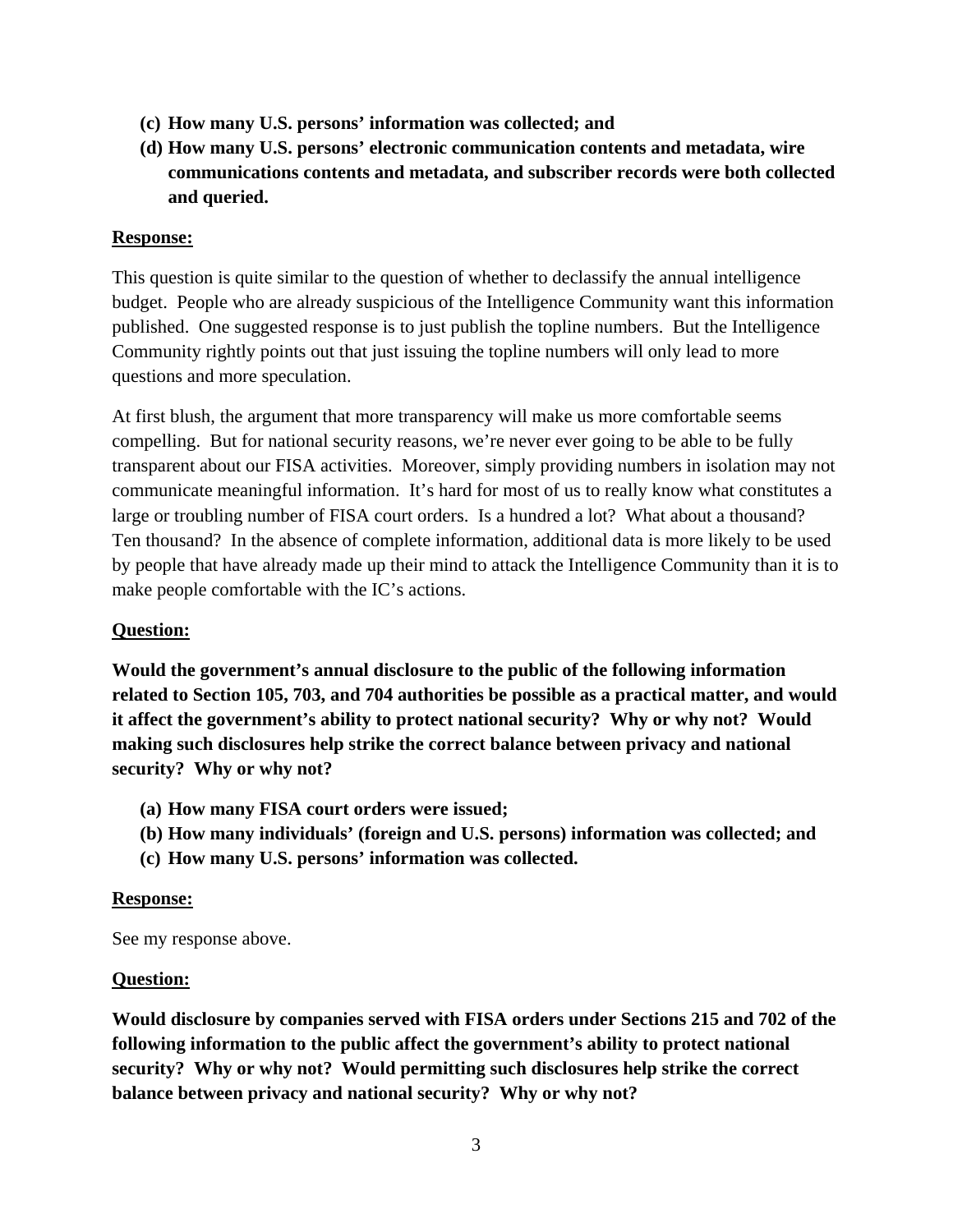**(c) How many U.S. persons' information was collected; and**

**(d) How many U.S. persons' electronic communication contents and metadata, wire communications contents and metadata, and subscriber records were both collected and queried.**

**Response:**

This question is quite similar to the question of whether to declassify the annual intelligence budget. People who are already suspicious of the Intelligence Community want this information published. One suggested response is to just publish the topline numbers. But the Intelligence Community rightly points out that just issuing the topline numbers will only lead to more questions and more speculation.

At first blush, the argument that more transparency will make us more comfortable seems compelling. But for national security reasons, we're never ever going to be able to be fully transparent about our FISA activities. Moreover, simply providing numbers in isolation may not communicate meaningful information. It's hard for most of us to really know what constitutes a large or troubling number of FISA court orders. Is a hundred a lot? What about a thousand? Ten thousand? In the absence of complete information, additional data is more likely to be used by people that have already made up their mind to attack the Intelligence Community than it is to make people comfortable with the IC's actions.

**Question:**

**Would the government's annual disclosure to the public of the following information related to Section 105, 703, and 704 authorities be possible as a practical matter, and would it affect the government's ability to protect national security? Why or why not? Would making such disclosures help strike the correct balance between privacy and national security? Why or why not?**

**(a) How many FISA court orders were issued;**

**(b) How many individuals' (foreign and U.S. persons) information was collected; and**

**(c) How many U.S. persons' information was collected.**

**Response:**

See my response above.

**Question:**

**Would disclosure by companies served with FISA orders under Sections 215 and 702 of the following information to the public affect the government's ability to protect national security? Why or why not? Would permitting such disclosures help strike the correct balance between privacy and national security? Why or why not?**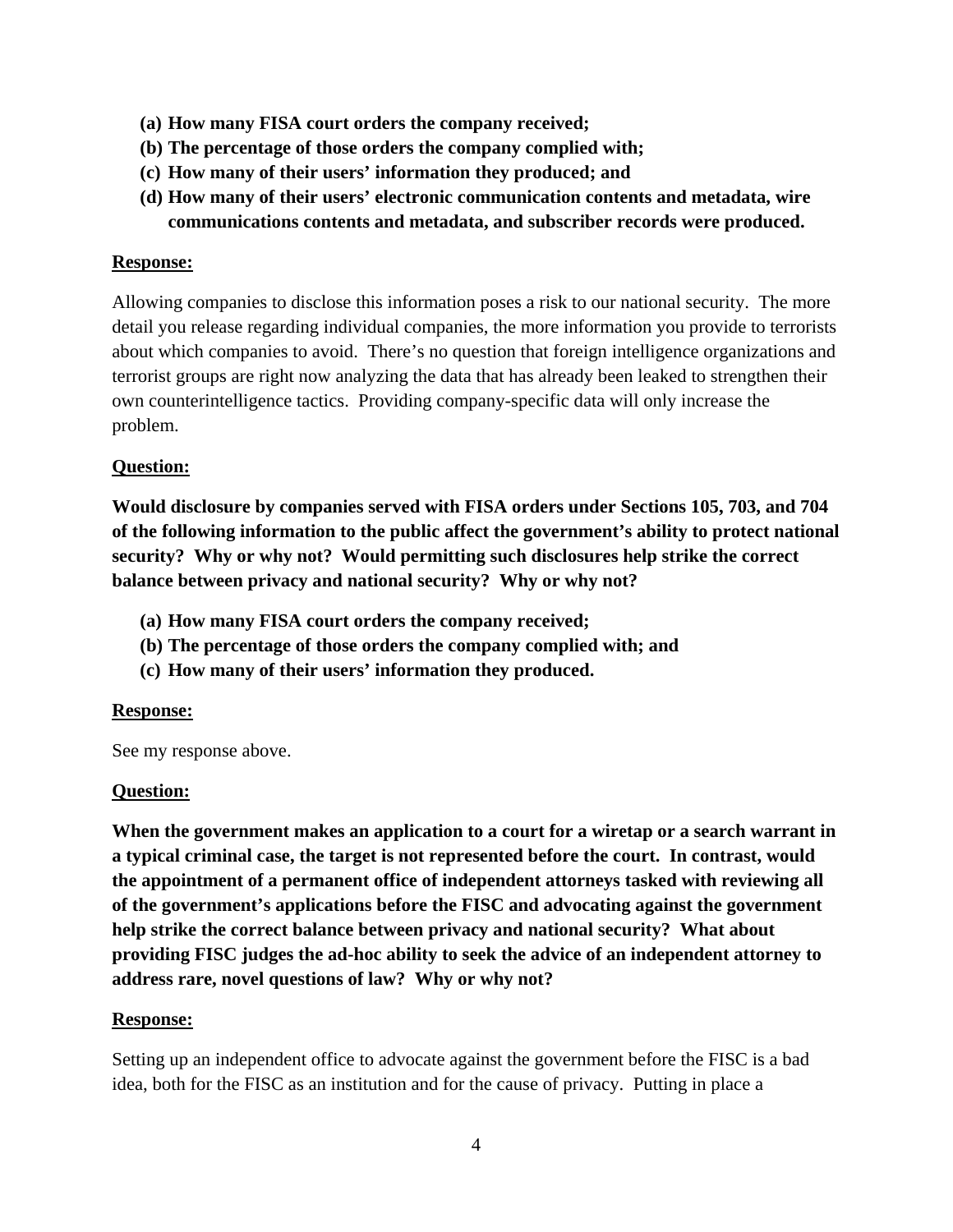**(a) How many FISA court orders the company received;**
**(b) The percentage of those orders the company complied with;**
**(c) How many of their users' information they produced; and**
**(d) How many of their users' electronic communication contents and metadata, wire communications contents and metadata, and subscriber records were produced.**

**Response:**

Allowing companies to disclose this information poses a risk to our national security. The more detail you release regarding individual companies, the more information you provide to terrorists about which companies to avoid. There's no question that foreign intelligence organizations and terrorist groups are right now analyzing the data that has already been leaked to strengthen their own counterintelligence tactics. Providing company-specific data will only increase the problem.

**Question:**

**Would disclosure by companies served with FISA orders under Sections 105, 703, and 704 of the following information to the public affect the government's ability to protect national security? Why or why not? Would permitting such disclosures help strike the correct balance between privacy and national security? Why or why not?**

**(a) How many FISA court orders the company received;**
**(b) The percentage of those orders the company complied with; and**
**(c) How many of their users' information they produced.**

**Response:**

See my response above.

**Question:**

**When the government makes an application to a court for a wiretap or a search warrant in a typical criminal case, the target is not represented before the court. In contrast, would the appointment of a permanent office of independent attorneys tasked with reviewing all of the government's applications before the FISC and advocating against the government help strike the correct balance between privacy and national security? What about providing FISC judges the ad-hoc ability to seek the advice of an independent attorney to address rare, novel questions of law? Why or why not?**

**Response:**

Setting up an independent office to advocate against the government before the FISC is a bad idea, both for the FISC as an institution and for the cause of privacy. Putting in place a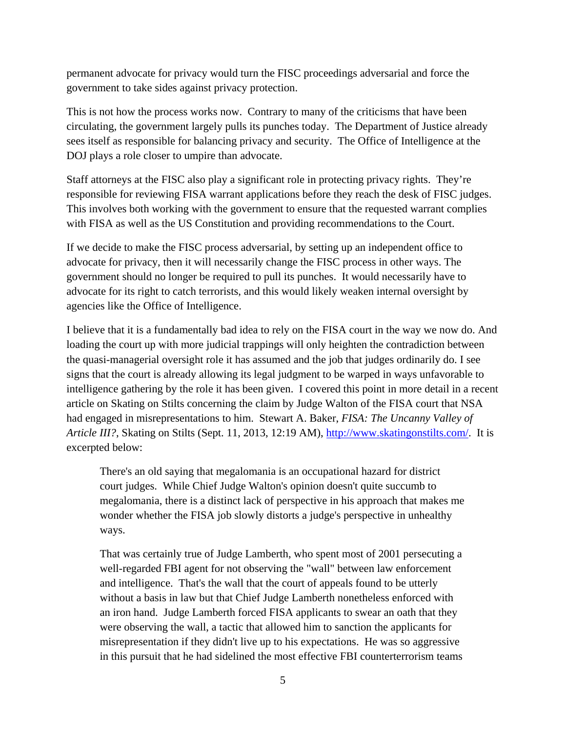permanent advocate for privacy would turn the FISC proceedings adversarial and force the government to take sides against privacy protection.

This is not how the process works now. Contrary to many of the criticisms that have been circulating, the government largely pulls its punches today. The Department of Justice already sees itself as responsible for balancing privacy and security. The Office of Intelligence at the DOJ plays a role closer to umpire than advocate.

Staff attorneys at the FISC also play a significant role in protecting privacy rights. They're responsible for reviewing FISA warrant applications before they reach the desk of FISC judges. This involves both working with the government to ensure that the requested warrant complies with FISA as well as the US Constitution and providing recommendations to the Court.

If we decide to make the FISC process adversarial, by setting up an independent office to advocate for privacy, then it will necessarily change the FISC process in other ways. The government should no longer be required to pull its punches. It would necessarily have to advocate for its right to catch terrorists, and this would likely weaken internal oversight by agencies like the Office of Intelligence.

I believe that it is a fundamentally bad idea to rely on the FISA court in the way we now do. And loading the court up with more judicial trappings will only heighten the contradiction between the quasi-managerial oversight role it has assumed and the job that judges ordinarily do. I see signs that the court is already allowing its legal judgment to be warped in ways unfavorable to intelligence gathering by the role it has been given. I covered this point in more detail in a recent article on Skating on Stilts concerning the claim by Judge Walton of the FISA court that NSA had engaged in misrepresentations to him. Stewart A. Baker, *FISA: The Uncanny Valley of Article III?*, Skating on Stilts (Sept. 11, 2013, 12:19 AM), [http://www.skatingonstilts.com/](http://www.skatingonstilts.com/). It is excerpted below:

> There's an old saying that megalomania is an occupational hazard for district court judges. While Chief Judge Walton's opinion doesn't quite succumb to megalomania, there is a distinct lack of perspective in his approach that makes me wonder whether the FISA job slowly distorts a judge's perspective in unhealthy ways.
>
> That was certainly true of Judge Lamberth, who spent most of 2001 persecuting a well-regarded FBI agent for not observing the "wall" between law enforcement and intelligence. That's the wall that the court of appeals found to be utterly without a basis in law but that Chief Judge Lamberth nonetheless enforced with an iron hand. Judge Lamberth forced FISA applicants to swear an oath that they were observing the wall, a tactic that allowed him to sanction the applicants for misrepresentation if they didn't live up to his expectations. He was so aggressive in this pursuit that he had sidelined the most effective FBI counterterrorism teams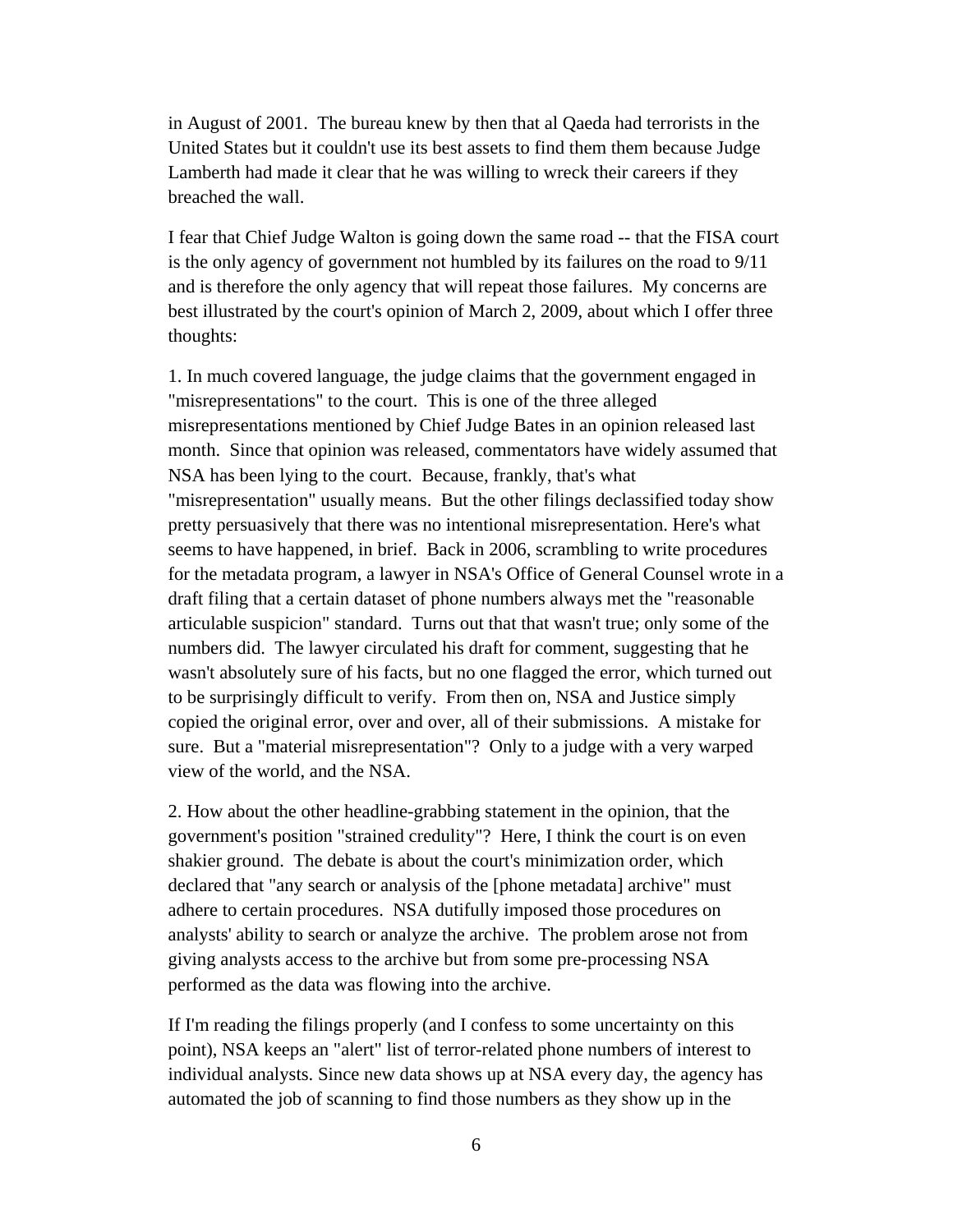in August of 2001. The bureau knew by then that al Qaeda had terrorists in the United States but it couldn't use its best assets to find them them because Judge Lamberth had made it clear that he was willing to wreck their careers if they breached the wall.

I fear that Chief Judge Walton is going down the same road -- that the FISA court is the only agency of government not humbled by its failures on the road to 9/11 and is therefore the only agency that will repeat those failures. My concerns are best illustrated by the court's opinion of March 2, 2009, about which I offer three thoughts:

1. In much covered language, the judge claims that the government engaged in "misrepresentations" to the court. This is one of the three alleged misrepresentations mentioned by Chief Judge Bates in an opinion released last month. Since that opinion was released, commentators have widely assumed that NSA has been lying to the court. Because, frankly, that's what "misrepresentation" usually means. But the other filings declassified today show pretty persuasively that there was no intentional misrepresentation. Here's what seems to have happened, in brief. Back in 2006, scrambling to write procedures for the metadata program, a lawyer in NSA's Office of General Counsel wrote in a draft filing that a certain dataset of phone numbers always met the "reasonable articulable suspicion" standard. Turns out that that wasn't true; only some of the numbers did. The lawyer circulated his draft for comment, suggesting that he wasn't absolutely sure of his facts, but no one flagged the error, which turned out to be surprisingly difficult to verify. From then on, NSA and Justice simply copied the original error, over and over, all of their submissions. A mistake for sure. But a "material misrepresentation"? Only to a judge with a very warped view of the world, and the NSA.

2. How about the other headline-grabbing statement in the opinion, that the government's position "strained credulity"? Here, I think the court is on even shakier ground. The debate is about the court's minimization order, which declared that "any search or analysis of the [phone metadata] archive" must adhere to certain procedures. NSA dutifully imposed those procedures on analysts' ability to search or analyze the archive. The problem arose not from giving analysts access to the archive but from some pre-processing NSA performed as the data was flowing into the archive.

If I'm reading the filings properly (and I confess to some uncertainty on this point), NSA keeps an "alert" list of terror-related phone numbers of interest to individual analysts. Since new data shows up at NSA every day, the agency has automated the job of scanning to find those numbers as they show up in the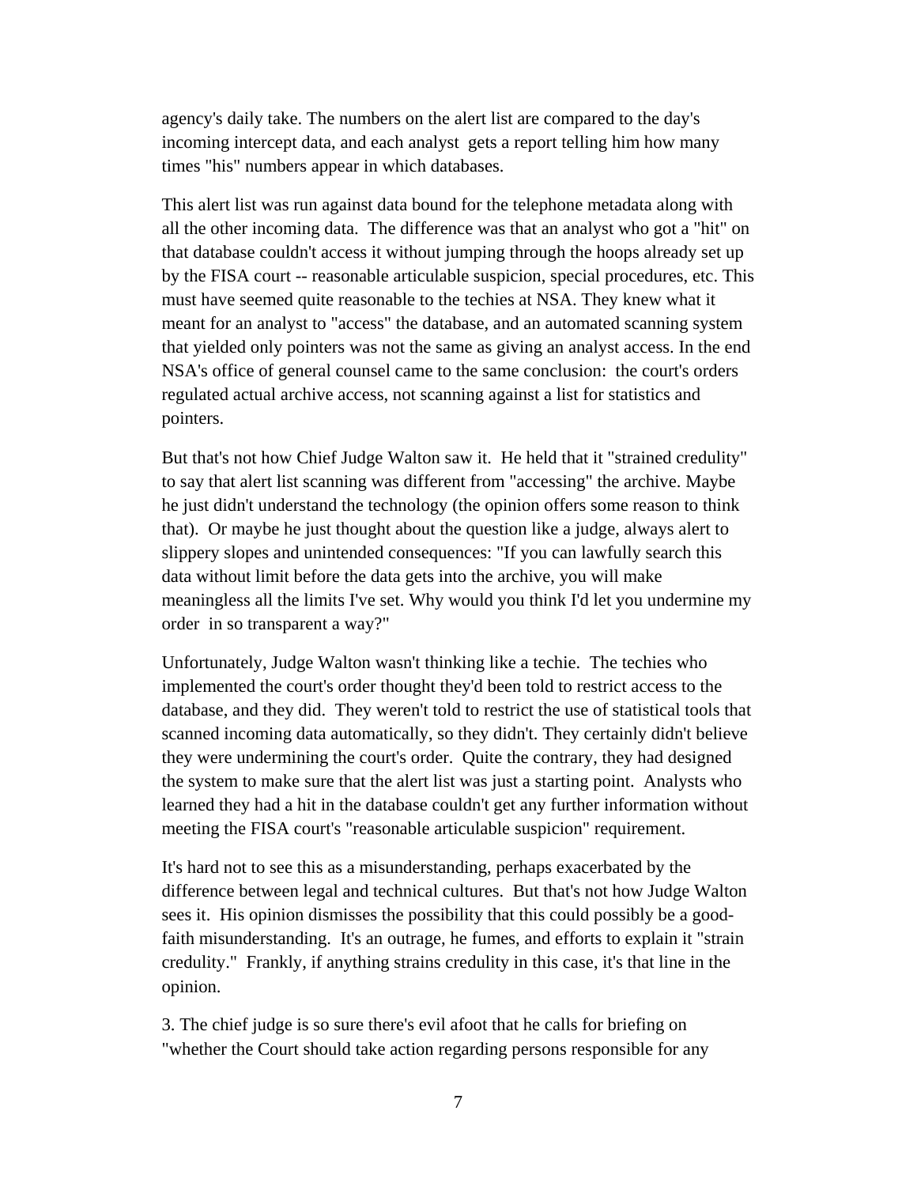agency's daily take. The numbers on the alert list are compared to the day's incoming intercept data, and each analyst gets a report telling him how many times "his" numbers appear in which databases.

This alert list was run against data bound for the telephone metadata along with all the other incoming data. The difference was that an analyst who got a "hit" on that database couldn't access it without jumping through the hoops already set up by the FISA court -- reasonable articulable suspicion, special procedures, etc. This must have seemed quite reasonable to the techies at NSA. They knew what it meant for an analyst to "access" the database, and an automated scanning system that yielded only pointers was not the same as giving an analyst access. In the end NSA's office of general counsel came to the same conclusion: the court's orders regulated actual archive access, not scanning against a list for statistics and pointers.

But that's not how Chief Judge Walton saw it. He held that it "strained credulity" to say that alert list scanning was different from "accessing" the archive. Maybe he just didn't understand the technology (the opinion offers some reason to think that). Or maybe he just thought about the question like a judge, always alert to slippery slopes and unintended consequences: "If you can lawfully search this data without limit before the data gets into the archive, you will make meaningless all the limits I've set. Why would you think I'd let you undermine my order in so transparent a way?"

Unfortunately, Judge Walton wasn't thinking like a techie. The techies who implemented the court's order thought they'd been told to restrict access to the database, and they did. They weren't told to restrict the use of statistical tools that scanned incoming data automatically, so they didn't. They certainly didn't believe they were undermining the court's order. Quite the contrary, they had designed the system to make sure that the alert list was just a starting point. Analysts who learned they had a hit in the database couldn't get any further information without meeting the FISA court's "reasonable articulable suspicion" requirement.

It's hard not to see this as a misunderstanding, perhaps exacerbated by the difference between legal and technical cultures. But that's not how Judge Walton sees it. His opinion dismisses the possibility that this could possibly be a good-faith misunderstanding. It's an outrage, he fumes, and efforts to explain it "strain credulity." Frankly, if anything strains credulity in this case, it's that line in the opinion.

3. The chief judge is so sure there's evil afoot that he calls for briefing on "whether the Court should take action regarding persons responsible for any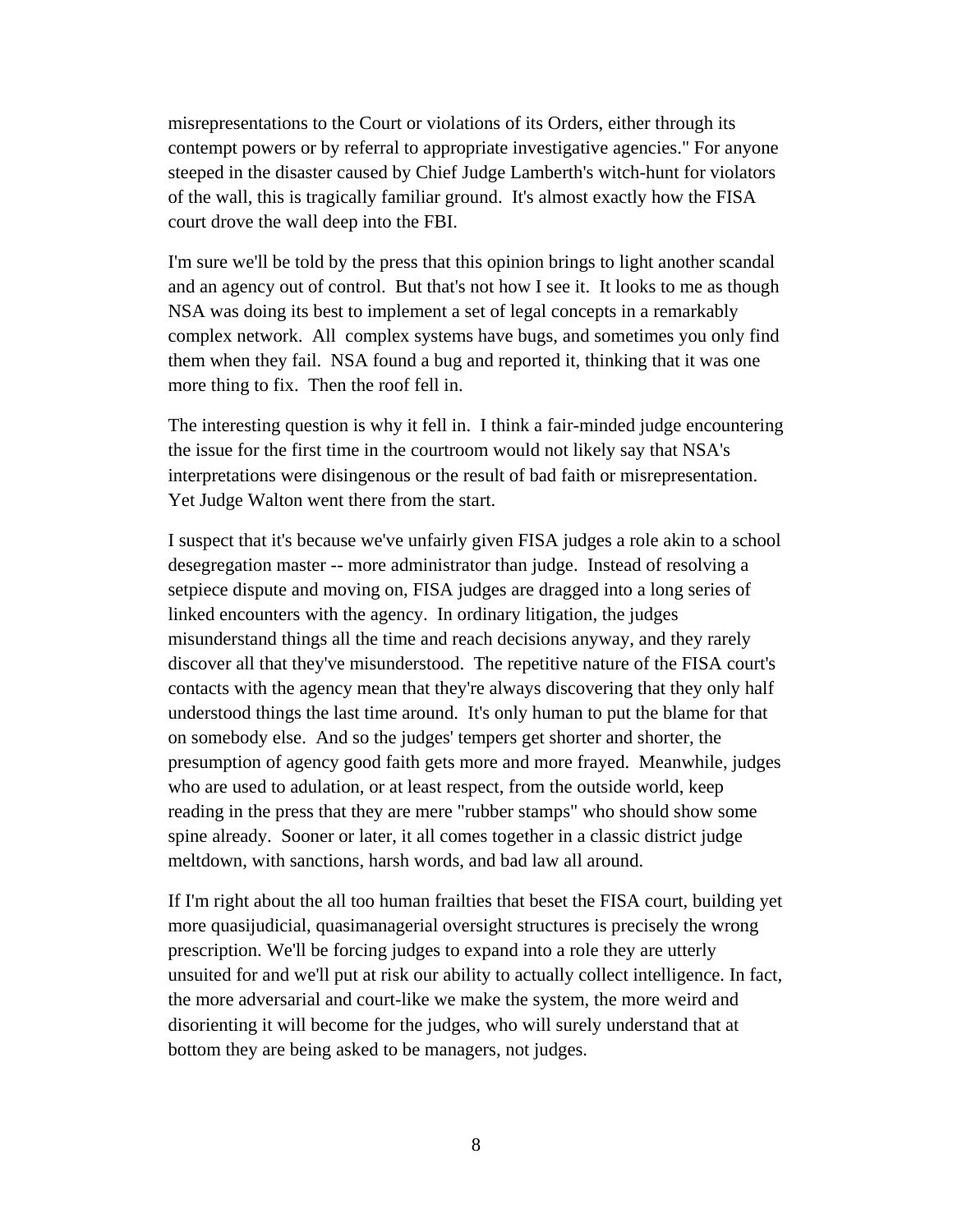misrepresentations to the Court or violations of its Orders, either through its contempt powers or by referral to appropriate investigative agencies." For anyone steeped in the disaster caused by Chief Judge Lamberth's witch-hunt for violators of the wall, this is tragically familiar ground. It's almost exactly how the FISA court drove the wall deep into the FBI.

I'm sure we'll be told by the press that this opinion brings to light another scandal and an agency out of control. But that's not how I see it. It looks to me as though NSA was doing its best to implement a set of legal concepts in a remarkably complex network. All complex systems have bugs, and sometimes you only find them when they fail. NSA found a bug and reported it, thinking that it was one more thing to fix. Then the roof fell in.

The interesting question is why it fell in. I think a fair-minded judge encountering the issue for the first time in the courtroom would not likely say that NSA's interpretations were disingenous or the result of bad faith or misrepresentation. Yet Judge Walton went there from the start.

I suspect that it's because we've unfairly given FISA judges a role akin to a school desegregation master -- more administrator than judge. Instead of resolving a setpiece dispute and moving on, FISA judges are dragged into a long series of linked encounters with the agency. In ordinary litigation, the judges misunderstand things all the time and reach decisions anyway, and they rarely discover all that they've misunderstood. The repetitive nature of the FISA court's contacts with the agency mean that they're always discovering that they only half understood things the last time around. It's only human to put the blame for that on somebody else. And so the judges' tempers get shorter and shorter, the presumption of agency good faith gets more and more frayed. Meanwhile, judges who are used to adulation, or at least respect, from the outside world, keep reading in the press that they are mere "rubber stamps" who should show some spine already. Sooner or later, it all comes together in a classic district judge meltdown, with sanctions, harsh words, and bad law all around.

If I'm right about the all too human frailties that beset the FISA court, building yet more quasijudicial, quasimanagerial oversight structures is precisely the wrong prescription. We'll be forcing judges to expand into a role they are utterly unsuited for and we'll put at risk our ability to actually collect intelligence. In fact, the more adversarial and court-like we make the system, the more weird and disorienting it will become for the judges, who will surely understand that at bottom they are being asked to be managers, not judges.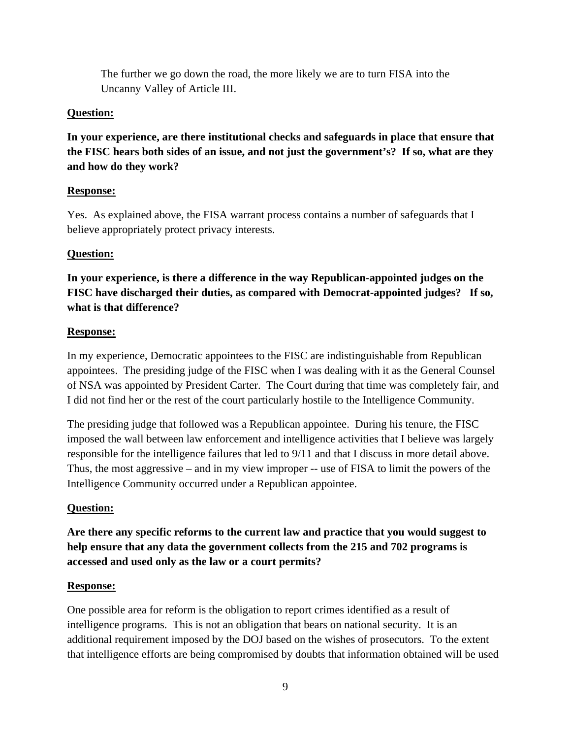> The further we go down the road, the more likely we are to turn FISA into the Uncanny Valley of Article III.

**Question:**

**In your experience, are there institutional checks and safeguards in place that ensure that the FISC hears both sides of an issue, and not just the government's? If so, what are they and how do they work?**

**Response:**

Yes. As explained above, the FISA warrant process contains a number of safeguards that I believe appropriately protect privacy interests.

**Question:**

**In your experience, is there a difference in the way Republican-appointed judges on the FISC have discharged their duties, as compared with Democrat-appointed judges? If so, what is that difference?**

**Response:**

In my experience, Democratic appointees to the FISC are indistinguishable from Republican appointees. The presiding judge of the FISC when I was dealing with it as the General Counsel of NSA was appointed by President Carter. The Court during that time was completely fair, and I did not find her or the rest of the court particularly hostile to the Intelligence Community.

The presiding judge that followed was a Republican appointee. During his tenure, the FISC imposed the wall between law enforcement and intelligence activities that I believe was largely responsible for the intelligence failures that led to 9/11 and that I discuss in more detail above. Thus, the most aggressive – and in my view improper -- use of FISA to limit the powers of the Intelligence Community occurred under a Republican appointee.

**Question:**

**Are there any specific reforms to the current law and practice that you would suggest to help ensure that any data the government collects from the 215 and 702 programs is accessed and used only as the law or a court permits?**

**Response:**

One possible area for reform is the obligation to report crimes identified as a result of intelligence programs. This is not an obligation that bears on national security. It is an additional requirement imposed by the DOJ based on the wishes of prosecutors. To the extent that intelligence efforts are being compromised by doubts that information obtained will be used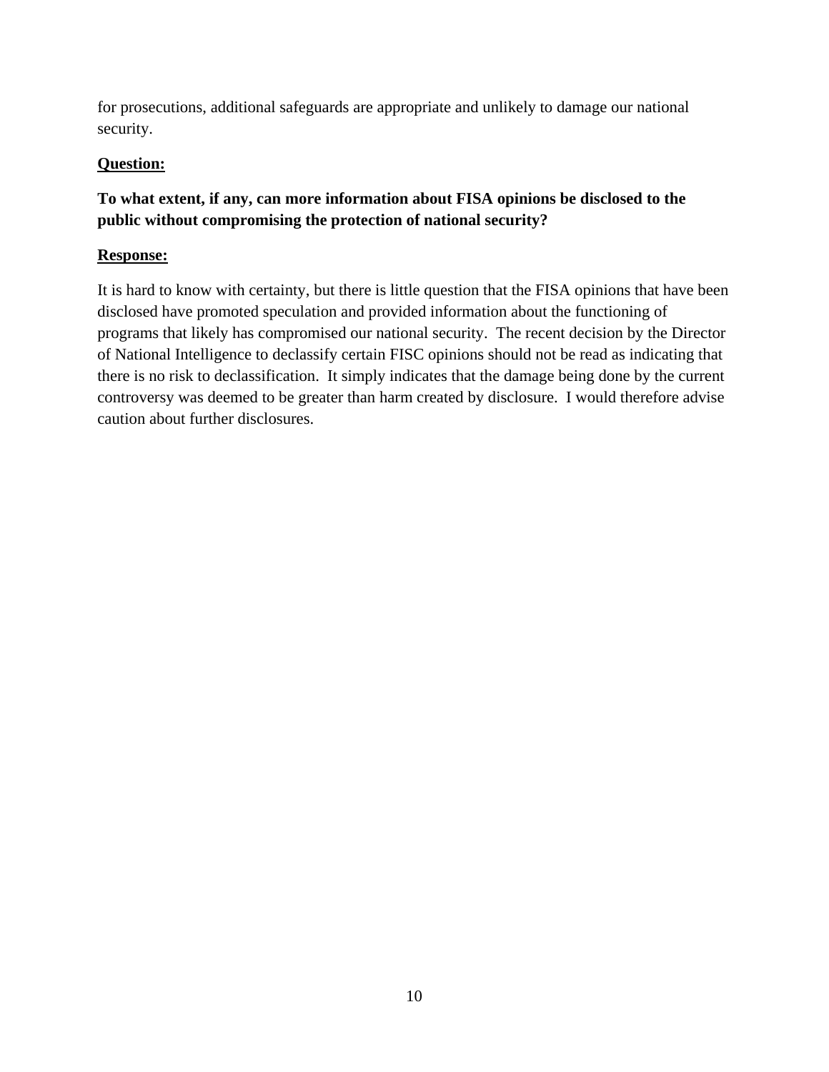for prosecutions, additional safeguards are appropriate and unlikely to damage our national security.

**Question:**

**To what extent, if any, can more information about FISA opinions be disclosed to the public without compromising the protection of national security?**

**Response:**

It is hard to know with certainty, but there is little question that the FISA opinions that have been disclosed have promoted speculation and provided information about the functioning of programs that likely has compromised our national security. The recent decision by the Director of National Intelligence to declassify certain FISC opinions should not be read as indicating that there is no risk to declassification. It simply indicates that the damage being done by the current controversy was deemed to be greater than harm created by disclosure. I would therefore advise caution about further disclosures.